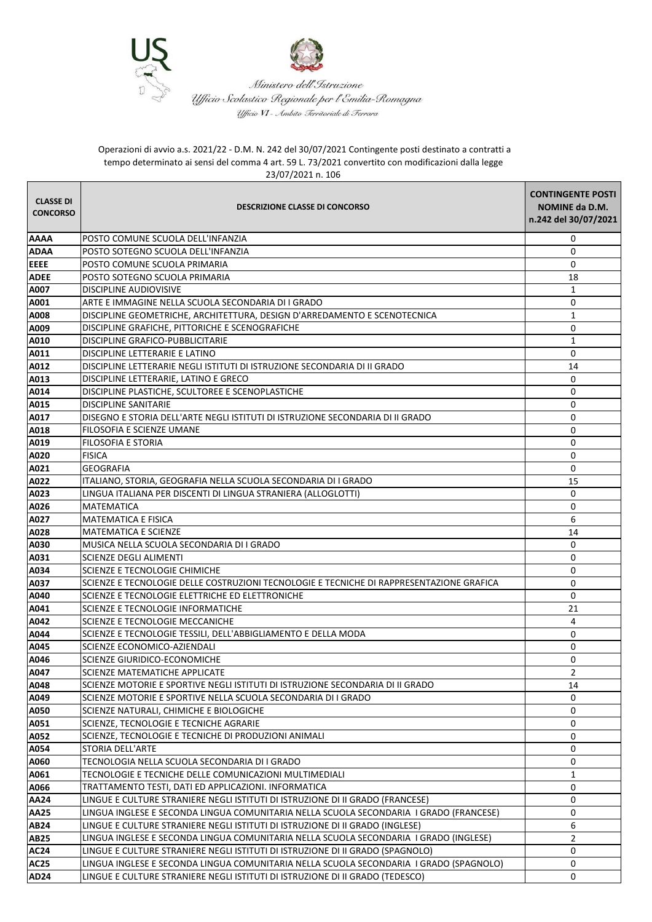Ministero dell'Istruzione
Ufficio Scolastico Regionale per l'Emilia-Romagna
Ufficio VI - Ambito Territoriale di Ferrara

Operazioni di avvio a.s. 2021/22 - D.M. N. 242 del 30/07/2021 Contingente posti destinato a contratti a tempo determinato ai sensi del comma 4 art. 59 L. 73/2021 convertito con modificazioni dalla legge 23/07/2021 n. 106

| CLASSE DI CONCORSO | DESCRIZIONE CLASSE DI CONCORSO | CONTINGENTE POSTI NOMINE da D.M. n.242 del 30/07/2021 |
|---|---|---|
| AAAA | POSTO COMUNE SCUOLA DELL'INFANZIA | 0 |
| ADAA | POSTO SOTEGNO SCUOLA DELL'INFANZIA | 0 |
| EEEE | POSTO COMUNE SCUOLA PRIMARIA | 0 |
| ADEE | POSTO SOTEGNO SCUOLA PRIMARIA | 18 |
| A007 | DISCIPLINE AUDIOVISIVE | 1 |
| A001 | ARTE E IMMAGINE NELLA SCUOLA SECONDARIA DI I GRADO | 0 |
| A008 | DISCIPLINE GEOMETRICHE, ARCHITETTURA, DESIGN D'ARREDAMENTO E SCENOTECNICA | 1 |
| A009 | DISCIPLINE GRAFICHE, PITTORICHE E SCENOGRAFICHE | 0 |
| A010 | DISCIPLINE GRAFICO-PUBBLICITARIE | 1 |
| A011 | DISCIPLINE LETTERARIE E LATINO | 0 |
| A012 | DISCIPLINE LETTERARIE NEGLI ISTITUTI DI ISTRUZIONE SECONDARIA DI II GRADO | 14 |
| A013 | DISCIPLINE LETTERARIE, LATINO E GRECO | 0 |
| A014 | DISCIPLINE PLASTICHE, SCULTOREE E SCENOPLASTICHE | 0 |
| A015 | DISCIPLINE SANITARIE | 0 |
| A017 | DISEGNO E STORIA DELL'ARTE NEGLI ISTITUTI DI ISTRUZIONE SECONDARIA DI II GRADO | 0 |
| A018 | FILOSOFIA E SCIENZE UMANE | 0 |
| A019 | FILOSOFIA E STORIA | 0 |
| A020 | FISICA | 0 |
| A021 | GEOGRAFIA | 0 |
| A022 | ITALIANO, STORIA, GEOGRAFIA NELLA SCUOLA SECONDARIA DI I GRADO | 15 |
| A023 | LINGUA ITALIANA PER DISCENTI DI LINGUA STRANIERA (ALLOGLOTTI) | 0 |
| A026 | MATEMATICA | 0 |
| A027 | MATEMATICA E FISICA | 6 |
| A028 | MATEMATICA E SCIENZE | 14 |
| A030 | MUSICA NELLA SCUOLA SECONDARIA DI I GRADO | 0 |
| A031 | SCIENZE DEGLI ALIMENTI | 0 |
| A034 | SCIENZE E TECNOLOGIE CHIMICHE | 0 |
| A037 | SCIENZE E TECNOLOGIE DELLE COSTRUZIONI TECNOLOGIE E TECNICHE DI RAPPRESENTAZIONE GRAFICA | 0 |
| A040 | SCIENZE E TECNOLOGIE ELETTRICHE ED ELETTRONICHE | 0 |
| A041 | SCIENZE E TECNOLOGIE INFORMATICHE | 21 |
| A042 | SCIENZE E TECNOLOGIE MECCANICHE | 4 |
| A044 | SCIENZE E TECNOLOGIE TESSILI, DELL'ABBIGLIAMENTO E DELLA MODA | 0 |
| A045 | SCIENZE ECONOMICO-AZIENDALI | 0 |
| A046 | SCIENZE GIURIDICO-ECONOMICHE | 0 |
| A047 | SCIENZE MATEMATICHE APPLICATE | 2 |
| A048 | SCIENZE MOTORIE E SPORTIVE NEGLI ISTITUTI DI ISTRUZIONE SECONDARIA DI II GRADO | 14 |
| A049 | SCIENZE MOTORIE E SPORTIVE NELLA SCUOLA SECONDARIA DI I GRADO | 0 |
| A050 | SCIENZE NATURALI, CHIMICHE E BIOLOGICHE | 0 |
| A051 | SCIENZE, TECNOLOGIE E TECNICHE AGRARIE | 0 |
| A052 | SCIENZE, TECNOLOGIE E TECNICHE DI PRODUZIONI ANIMALI | 0 |
| A054 | STORIA DELL'ARTE | 0 |
| A060 | TECNOLOGIA NELLA SCUOLA SECONDARIA DI I GRADO | 0 |
| A061 | TECNOLOGIE E TECNICHE DELLE COMUNICAZIONI MULTIMEDIALI | 1 |
| A066 | TRATTAMENTO TESTI, DATI ED APPLICAZIONI. INFORMATICA | 0 |
| AA24 | LINGUE E CULTURE STRANIERE NEGLI ISTITUTI DI ISTRUZIONE DI II GRADO (FRANCESE) | 0 |
| AA25 | LINGUA INGLESE E SECONDA LINGUA COMUNITARIA NELLA SCUOLA SECONDARIA I GRADO (FRANCESE) | 0 |
| AB24 | LINGUE E CULTURE STRANIERE NEGLI ISTITUTI DI ISTRUZIONE DI II GRADO (INGLESE) | 6 |
| AB25 | LINGUA INGLESE E SECONDA LINGUA COMUNITARIA NELLA SCUOLA SECONDARIA I GRADO (INGLESE) | 2 |
| AC24 | LINGUE E CULTURE STRANIERE NEGLI ISTITUTI DI ISTRUZIONE DI II GRADO (SPAGNOLO) | 0 |
| AC25 | LINGUA INGLESE E SECONDA LINGUA COMUNITARIA NELLA SCUOLA SECONDARIA I GRADO (SPAGNOLO) | 0 |
| AD24 | LINGUE E CULTURE STRANIERE NEGLI ISTITUTI DI ISTRUZIONE DI II GRADO (TEDESCO) | 0 |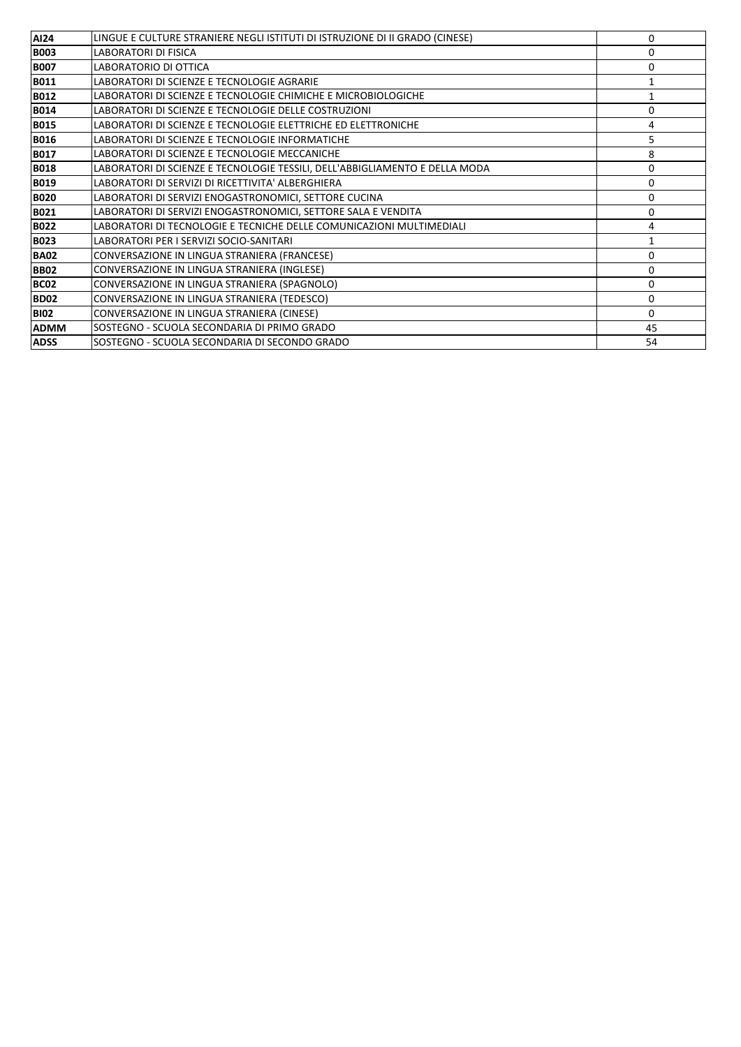| AI24 | LINGUE E CULTURE STRANIERE NEGLI ISTITUTI DI ISTRUZIONE DI II GRADO (CINESE) | 0 |
|---|---|---|
| B003 | LABORATORI DI FISICA | 0 |
| B007 | LABORATORIO DI OTTICA | 0 |
| B011 | LABORATORI DI SCIENZE E TECNOLOGIE AGRARIE | 1 |
| B012 | LABORATORI DI SCIENZE E TECNOLOGIE CHIMICHE E MICROBIOLOGICHE | 1 |
| B014 | LABORATORI DI SCIENZE E TECNOLOGIE DELLE COSTRUZIONI | 0 |
| B015 | LABORATORI DI SCIENZE E TECNOLOGIE ELETTRICHE ED ELETTRONICHE | 4 |
| B016 | LABORATORI DI SCIENZE E TECNOLOGIE INFORMATICHE | 5 |
| B017 | LABORATORI DI SCIENZE E TECNOLOGIE MECCANICHE | 8 |
| B018 | LABORATORI DI SCIENZE E TECNOLOGIE TESSILI, DELL'ABBIGLIAMENTO E DELLA MODA | 0 |
| B019 | LABORATORI DI SERVIZI DI RICETTIVITA' ALBERGHIERA | 0 |
| B020 | LABORATORI DI SERVIZI ENOGASTRONOMICI, SETTORE CUCINA | 0 |
| B021 | LABORATORI DI SERVIZI ENOGASTRONOMICI, SETTORE SALA E VENDITA | 0 |
| B022 | LABORATORI DI TECNOLOGIE E TECNICHE DELLE COMUNICAZIONI MULTIMEDIALI | 4 |
| B023 | LABORATORI PER I SERVIZI SOCIO-SANITARI | 1 |
| BA02 | CONVERSAZIONE IN LINGUA STRANIERA (FRANCESE) | 0 |
| BB02 | CONVERSAZIONE IN LINGUA STRANIERA (INGLESE) | 0 |
| BC02 | CONVERSAZIONE IN LINGUA STRANIERA (SPAGNOLO) | 0 |
| BD02 | CONVERSAZIONE IN LINGUA STRANIERA (TEDESCO) | 0 |
| BI02 | CONVERSAZIONE IN LINGUA STRANIERA (CINESE) | 0 |
| ADMM | SOSTEGNO - SCUOLA SECONDARIA DI PRIMO GRADO | 45 |
| ADSS | SOSTEGNO - SCUOLA SECONDARIA DI SECONDO GRADO | 54 |